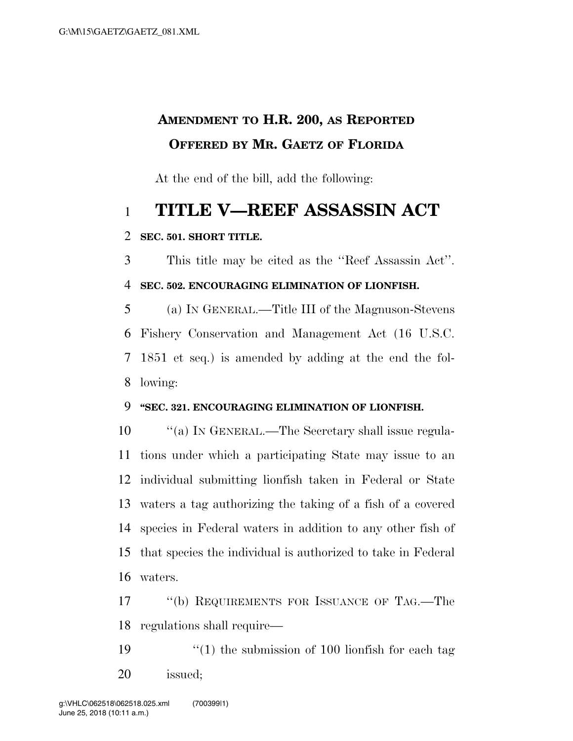**AMENDMENT TO H.R. 200, AS REPORTED**
**OFFERED BY MR. GAETZ OF FLORIDA**

At the end of the bill, add the following:

# TITLE V—REEF ASSASSIN ACT

**SEC. 501. SHORT TITLE.**

This title may be cited as the ''Reef Assassin Act''.

**SEC. 502. ENCOURAGING ELIMINATION OF LIONFISH.**

(a) IN GENERAL.—Title III of the Magnuson-Stevens Fishery Conservation and Management Act (16 U.S.C. 1851 et seq.) is amended by adding at the end the following:

**''SEC. 321. ENCOURAGING ELIMINATION OF LIONFISH.**

''(a) IN GENERAL.—The Secretary shall issue regulations under which a participating State may issue to an individual submitting lionfish taken in Federal or State waters a tag authorizing the taking of a fish of a covered species in Federal waters in addition to any other fish of that species the individual is authorized to take in Federal waters.

''(b) REQUIREMENTS FOR ISSUANCE OF TAG.—The regulations shall require—

''(1) the submission of 100 lionfish for each tag issued;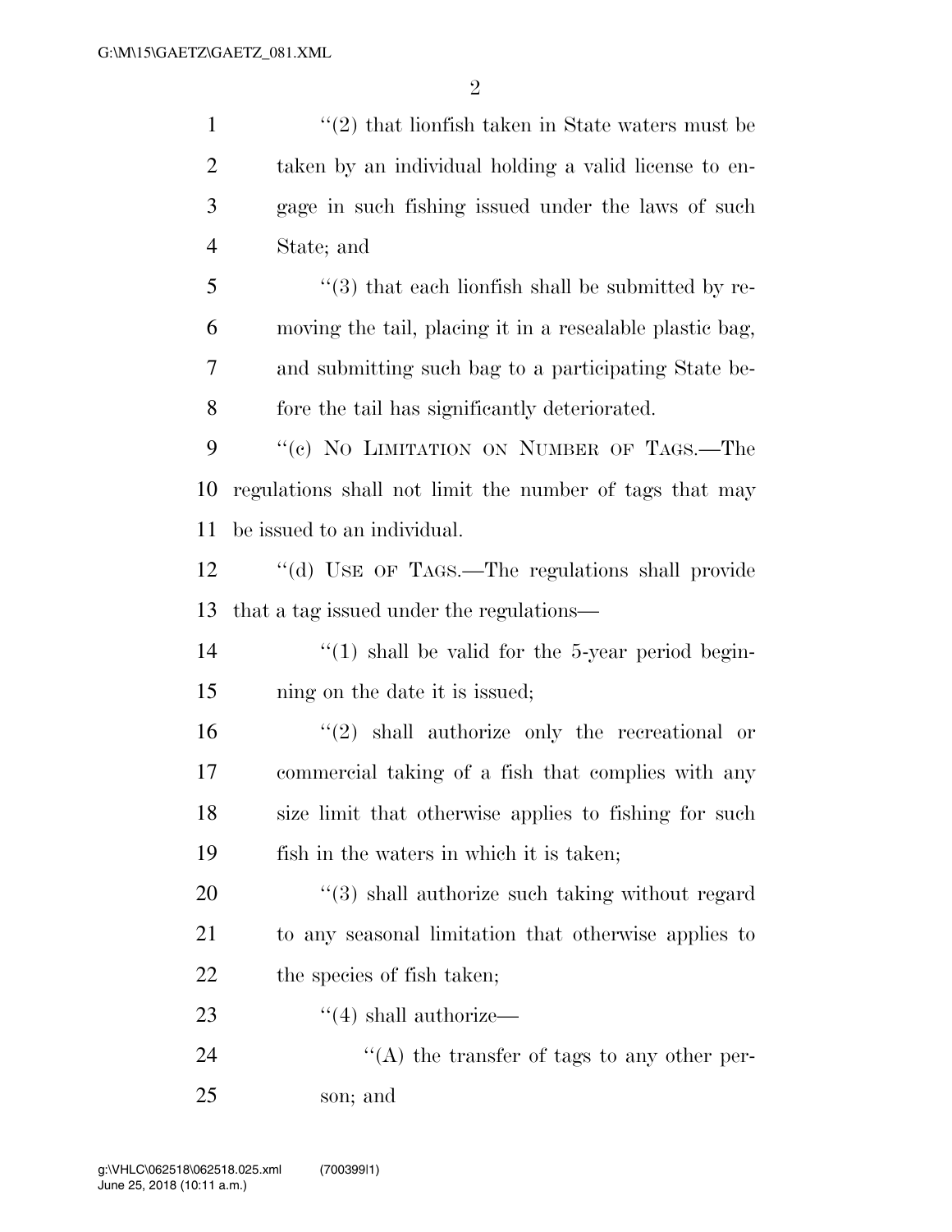"(2) that lionfish taken in State waters must be taken by an individual holding a valid license to engage in such fishing issued under the laws of such State; and

"(3) that each lionfish shall be submitted by removing the tail, placing it in a resealable plastic bag, and submitting such bag to a participating State before the tail has significantly deteriorated.

"(c) NO LIMITATION ON NUMBER OF TAGS.—The regulations shall not limit the number of tags that may be issued to an individual.

"(d) USE OF TAGS.—The regulations shall provide that a tag issued under the regulations—

"(1) shall be valid for the 5-year period beginning on the date it is issued;

"(2) shall authorize only the recreational or commercial taking of a fish that complies with any size limit that otherwise applies to fishing for such fish in the waters in which it is taken;

"(3) shall authorize such taking without regard to any seasonal limitation that otherwise applies to the species of fish taken;

"(4) shall authorize—

"(A) the transfer of tags to any other person; and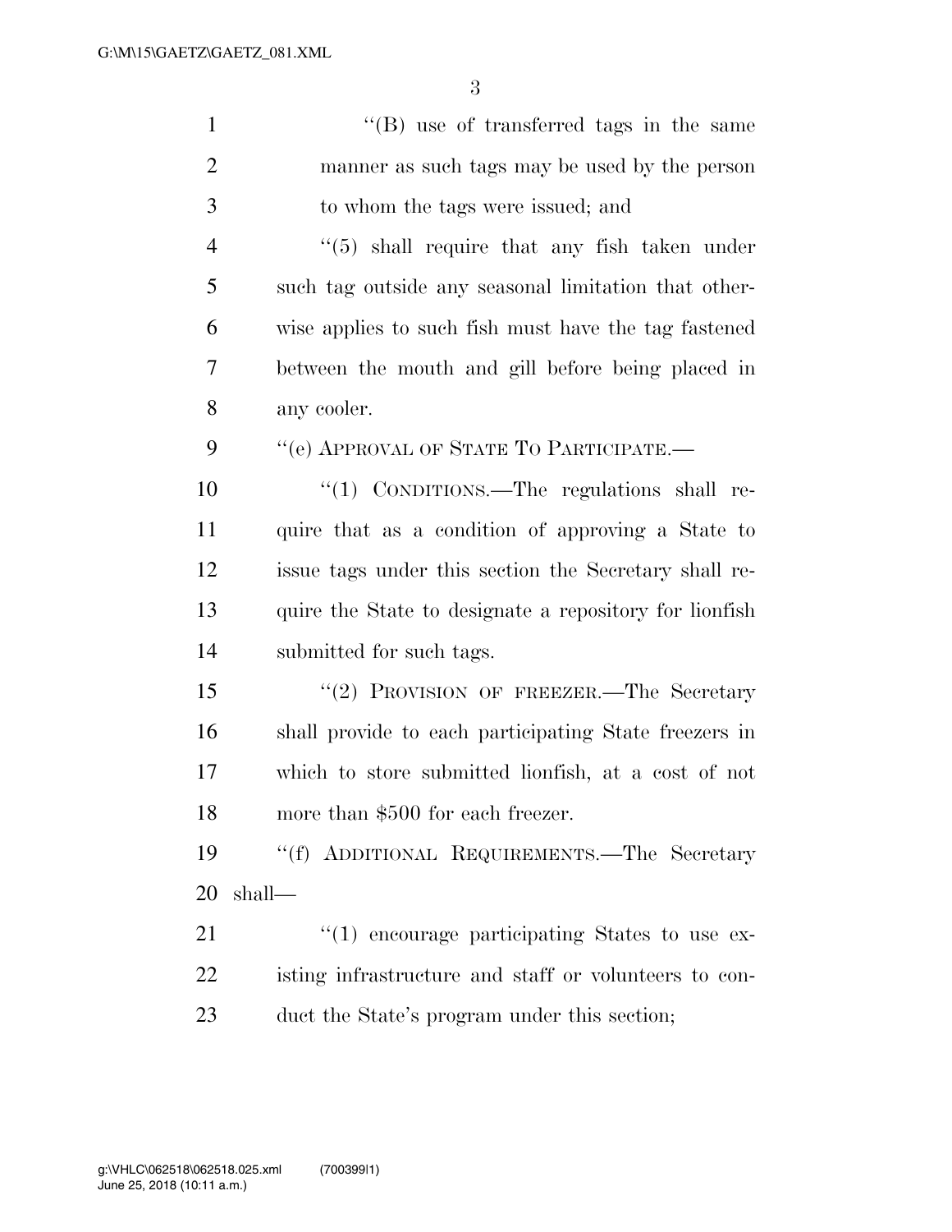''(B) use of transferred tags in the same manner as such tags may be used by the person to whom the tags were issued; and

''(5) shall require that any fish taken under such tag outside any seasonal limitation that otherwise applies to such fish must have the tag fastened between the mouth and gill before being placed in any cooler.

''(e) APPROVAL OF STATE TO PARTICIPATE.—

''(1) CONDITIONS.—The regulations shall require that as a condition of approving a State to issue tags under this section the Secretary shall require the State to designate a repository for lionfish submitted for such tags.

''(2) PROVISION OF FREEZER.—The Secretary shall provide to each participating State freezers in which to store submitted lionfish, at a cost of not more than $500 for each freezer.

''(f) ADDITIONAL REQUIREMENTS.—The Secretary shall—

''(1) encourage participating States to use existing infrastructure and staff or volunteers to conduct the State's program under this section;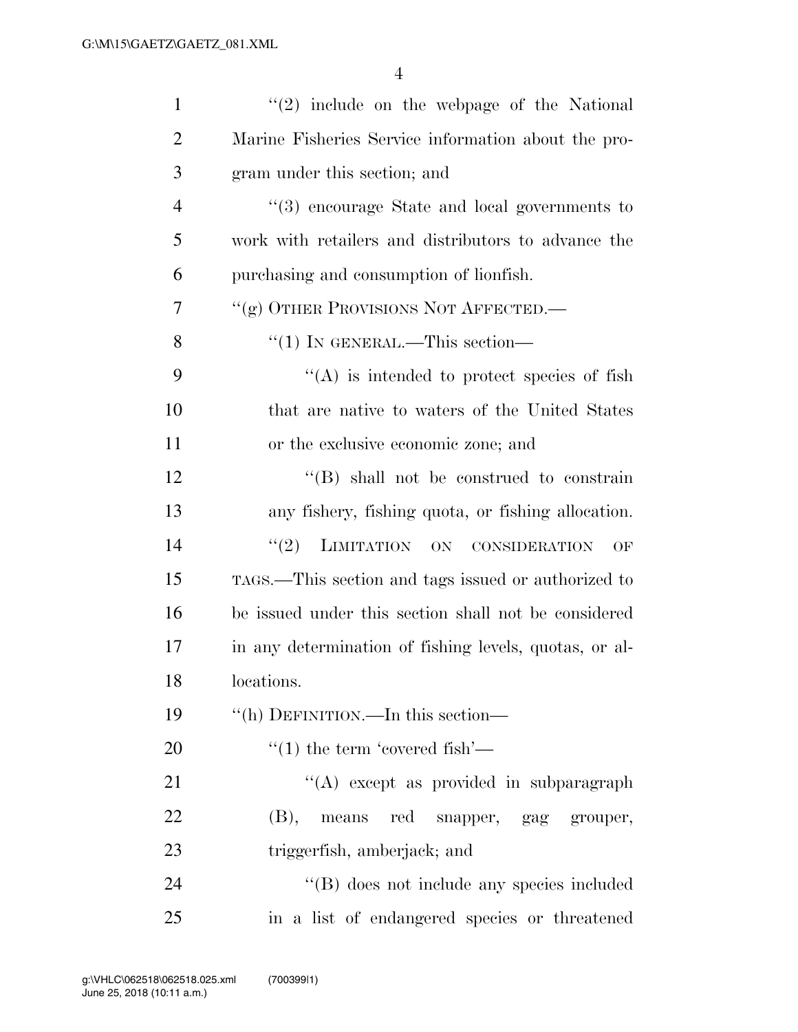"(2) include on the webpage of the National Marine Fisheries Service information about the program under this section; and

"(3) encourage State and local governments to work with retailers and distributors to advance the purchasing and consumption of lionfish.

"(g) OTHER PROVISIONS NOT AFFECTED.—

"(1) IN GENERAL.—This section—

"(A) is intended to protect species of fish that are native to waters of the United States or the exclusive economic zone; and

"(B) shall not be construed to constrain any fishery, fishing quota, or fishing allocation.

"(2) LIMITATION ON CONSIDERATION OF TAGS.—This section and tags issued or authorized to be issued under this section shall not be considered in any determination of fishing levels, quotas, or allocations.

"(h) DEFINITION.—In this section—

"(1) the term 'covered fish'—

"(A) except as provided in subparagraph (B), means red snapper, gag grouper, triggerfish, amberjack; and

"(B) does not include any species included in a list of endangered species or threatened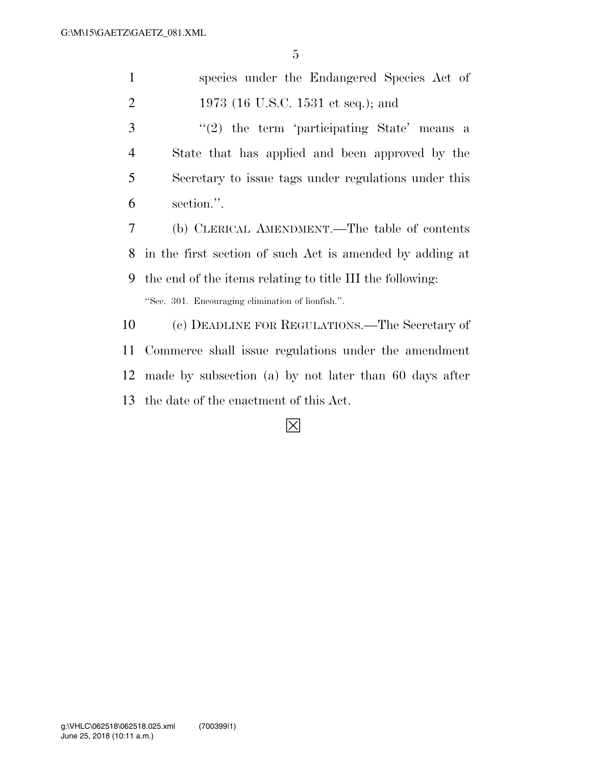species under the Endangered Species Act of 1973 (16 U.S.C. 1531 et seq.); and

"(2) the term 'participating State' means a State that has applied and been approved by the Secretary to issue tags under regulations under this section.".

(b) CLERICAL AMENDMENT.—The table of contents in the first section of such Act is amended by adding at the end of the items relating to title III the following:

"Sec. 301. Encouraging elimination of lionfish.".

(c) DEADLINE FOR REGULATIONS.—The Secretary of Commerce shall issue regulations under the amendment made by subsection (a) by not later than 60 days after the date of the enactment of this Act.